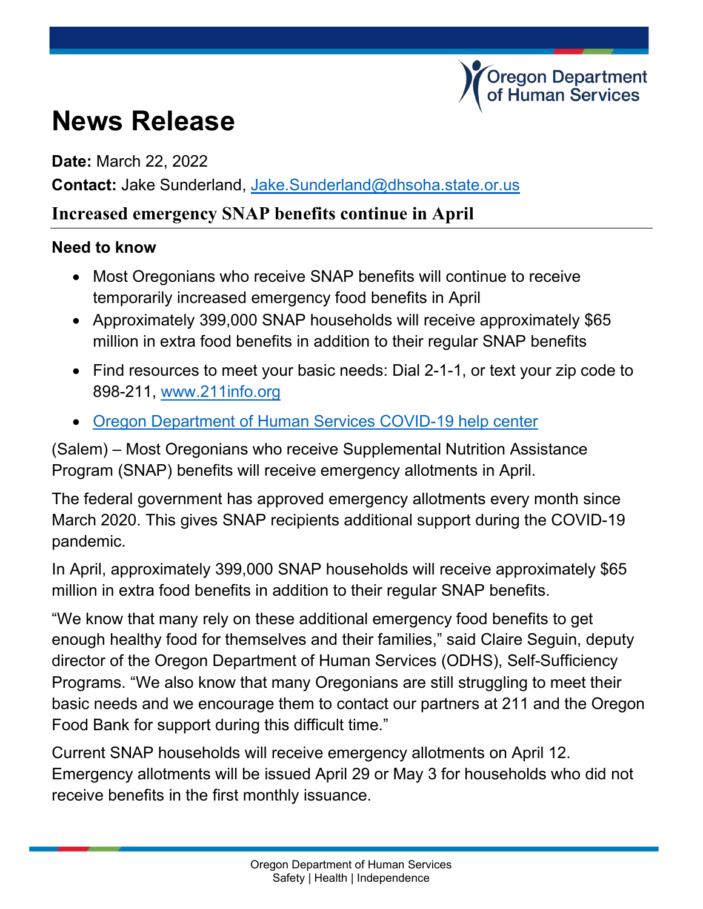Oregon Department of Human Services

# News Release

**Date:** March 22, 2022

**Contact:** Jake Sunderland, [Jake.Sunderland@dhsoha.state.or.us](mailto:Jake.Sunderland@dhsoha.state.or.us)

## Increased emergency SNAP benefits continue in April

### Need to know

- Most Oregonians who receive SNAP benefits will continue to receive temporarily increased emergency food benefits in April
- Approximately 399,000 SNAP households will receive approximately $65 million in extra food benefits in addition to their regular SNAP benefits
- Find resources to meet your basic needs: Dial 2-1-1, or text your zip code to 898-211, [www.211info.org](http://www.211info.org)
- [Oregon Department of Human Services COVID-19 help center]()

(Salem) – Most Oregonians who receive Supplemental Nutrition Assistance Program (SNAP) benefits will receive emergency allotments in April.

The federal government has approved emergency allotments every month since March 2020. This gives SNAP recipients additional support during the COVID-19 pandemic.

In April, approximately 399,000 SNAP households will receive approximately $65 million in extra food benefits in addition to their regular SNAP benefits.

"We know that many rely on these additional emergency food benefits to get enough healthy food for themselves and their families," said Claire Seguin, deputy director of the Oregon Department of Human Services (ODHS), Self-Sufficiency Programs. "We also know that many Oregonians are still struggling to meet their basic needs and we encourage them to contact our partners at 211 and the Oregon Food Bank for support during this difficult time."

Current SNAP households will receive emergency allotments on April 12. Emergency allotments will be issued April 29 or May 3 for households who did not receive benefits in the first monthly issuance.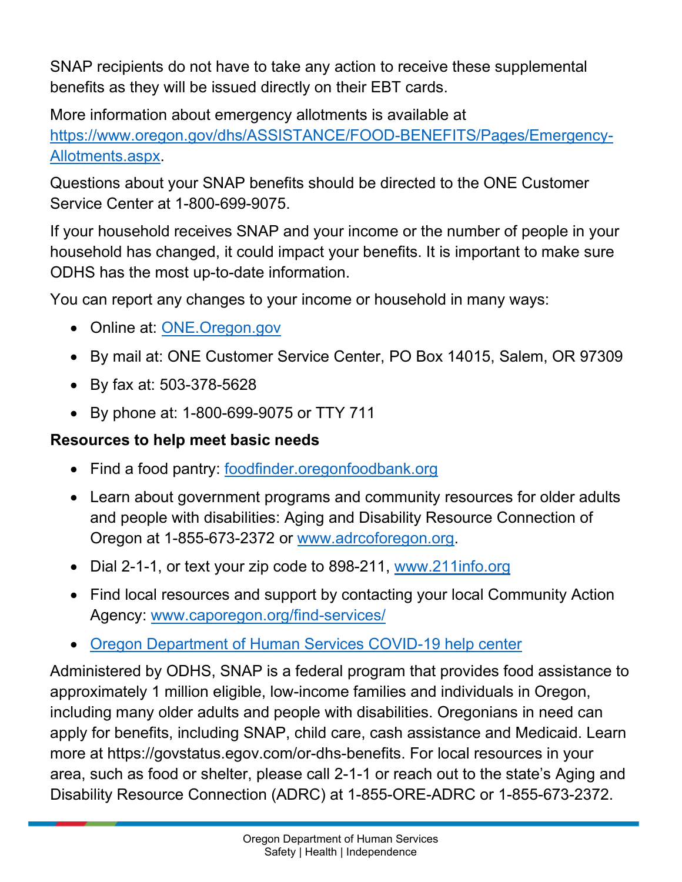SNAP recipients do not have to take any action to receive these supplemental benefits as they will be issued directly on their EBT cards.

More information about emergency allotments is available at [https://www.oregon.gov/dhs/ASSISTANCE/FOOD-BENEFITS/Pages/Emergency-Allotments.aspx](https://www.oregon.gov/dhs/ASSISTANCE/FOOD-BENEFITS/Pages/Emergency-Allotments.aspx).

Questions about your SNAP benefits should be directed to the ONE Customer Service Center at 1-800-699-9075.

If your household receives SNAP and your income or the number of people in your household has changed, it could impact your benefits. It is important to make sure ODHS has the most up-to-date information.

You can report any changes to your income or household in many ways:

- Online at: [ONE.Oregon.gov](ONE.Oregon.gov)
- By mail at: ONE Customer Service Center, PO Box 14015, Salem, OR 97309
- By fax at: 503-378-5628
- By phone at: 1-800-699-9075 or TTY 711

**Resources to help meet basic needs**

- Find a food pantry: [foodfinder.oregonfoodbank.org](foodfinder.oregonfoodbank.org)
- Learn about government programs and community resources for older adults and people with disabilities: Aging and Disability Resource Connection of Oregon at 1-855-673-2372 or [www.adrcoforegon.org](www.adrcoforegon.org).
- Dial 2-1-1, or text your zip code to 898-211, [www.211info.org](www.211info.org)
- Find local resources and support by contacting your local Community Action Agency: [www.caporegon.org/find-services/](www.caporegon.org/find-services/)
- Oregon Department of Human Services COVID-19 help center

Administered by ODHS, SNAP is a federal program that provides food assistance to approximately 1 million eligible, low-income families and individuals in Oregon, including many older adults and people with disabilities. Oregonians in need can apply for benefits, including SNAP, child care, cash assistance and Medicaid. Learn more at https://govstatus.egov.com/or-dhs-benefits. For local resources in your area, such as food or shelter, please call 2-1-1 or reach out to the state's Aging and Disability Resource Connection (ADRC) at 1-855-ORE-ADRC or 1-855-673-2372.